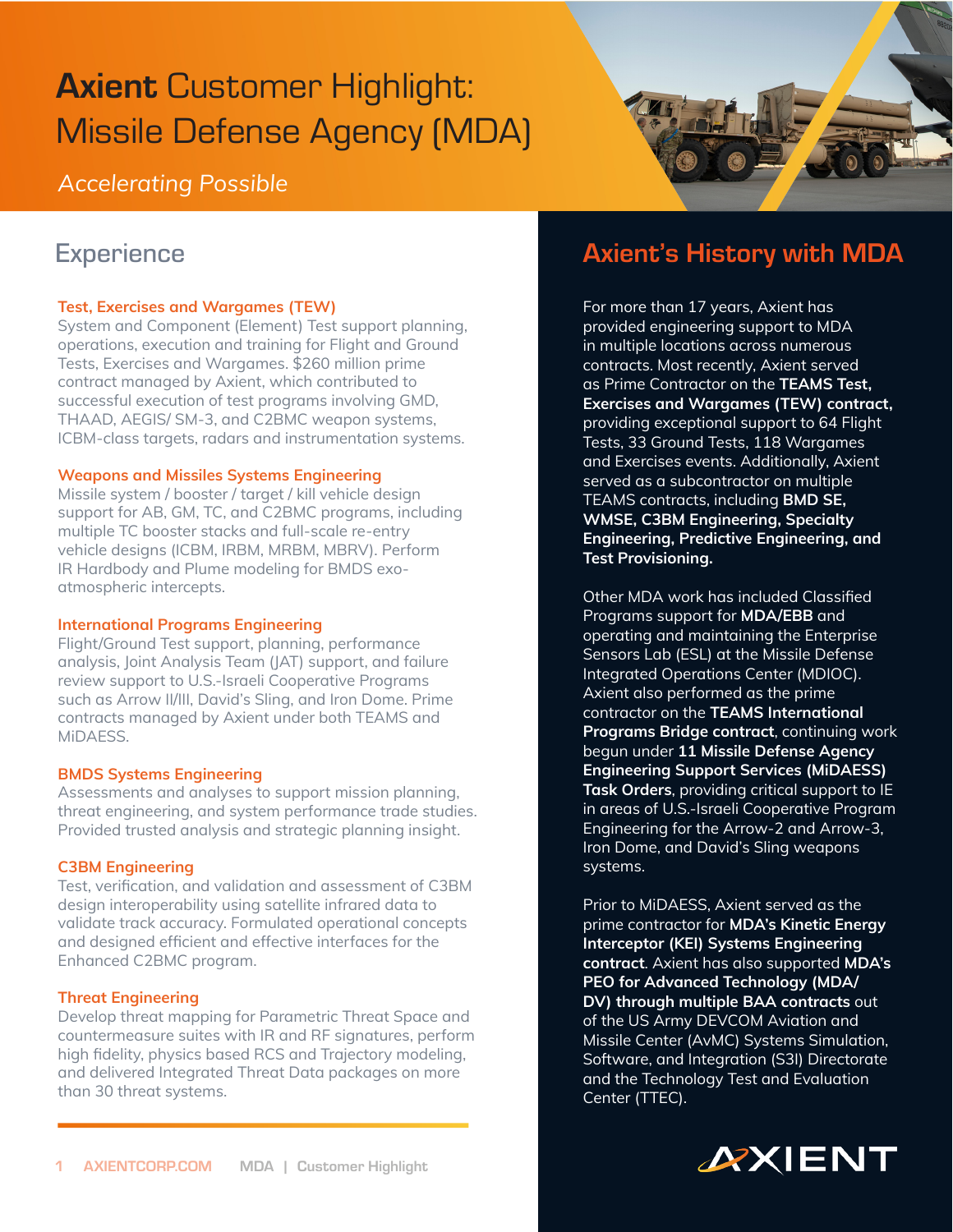# **Axient** Customer Highlight: Missile Defense Agency (MDA)

*Accelerating Possible*

## Experience

### Test, Exercises and Wargames (TEW)

System and Component (Element) Test support planning, operations, execution and training for Flight and Ground Tests, Exercises and Wargames. $260 million prime contract managed by Axient, which contributed to successful execution of test programs involving GMD, THAAD, AEGIS/ SM-3, and C2BMC weapon systems, ICBM-class targets, radars and instrumentation systems.

### Weapons and Missiles Systems Engineering

Missile system / booster / target / kill vehicle design support for AB, GM, TC, and C2BMC programs, including multiple TC booster stacks and full-scale re-entry vehicle designs (ICBM, IRBM, MRBM, MBRV). Perform IR Hardbody and Plume modeling for BMDS exo-atmospheric intercepts.

### International Programs Engineering

Flight/Ground Test support, planning, performance analysis, Joint Analysis Team (JAT) support, and failure review support to U.S.-Israeli Cooperative Programs such as Arrow II/III, David's Sling, and Iron Dome. Prime contracts managed by Axient under both TEAMS and MiDAESS.

### BMDS Systems Engineering

Assessments and analyses to support mission planning, threat engineering, and system performance trade studies. Provided trusted analysis and strategic planning insight.

### C3BM Engineering

Test, verification, and validation and assessment of C3BM design interoperability using satellite infrared data to validate track accuracy. Formulated operational concepts and designed efficient and effective interfaces for the Enhanced C2BMC program.

### Threat Engineering

Develop threat mapping for Parametric Threat Space and countermeasure suites with IR and RF signatures, perform high fidelity, physics based RCS and Trajectory modeling, and delivered Integrated Threat Data packages on more than 30 threat systems.

## Axient's History with MDA

For more than 17 years, Axient has provided engineering support to MDA in multiple locations across numerous contracts. Most recently, Axient served as Prime Contractor on the **TEAMS Test, Exercises and Wargames (TEW) contract,** providing exceptional support to 64 Flight Tests, 33 Ground Tests, 118 Wargames and Exercises events. Additionally, Axient served as a subcontractor on multiple TEAMS contracts, including **BMD SE, WMSE, C3BM Engineering, Specialty Engineering, Predictive Engineering, and Test Provisioning.**

Other MDA work has included Classified Programs support for **MDA/EBB** and operating and maintaining the Enterprise Sensors Lab (ESL) at the Missile Defense Integrated Operations Center (MDIOC). Axient also performed as the prime contractor on the **TEAMS International Programs Bridge contract**, continuing work begun under **11 Missile Defense Agency Engineering Support Services (MiDAESS) Task Orders**, providing critical support to IE in areas of U.S.-Israeli Cooperative Program Engineering for the Arrow-2 and Arrow-3, Iron Dome, and David's Sling weapons systems.

Prior to MiDAESS, Axient served as the prime contractor for **MDA's Kinetic Energy Interceptor (KEI) Systems Engineering contract**. Axient has also supported **MDA's PEO for Advanced Technology (MDA/DV) through multiple BAA contracts** out of the US Army DEVCOM Aviation and Missile Center (AvMC) Systems Simulation, Software, and Integration (S3I) Directorate and the Technology Test and Evaluation Center (TTEC).

AXIENT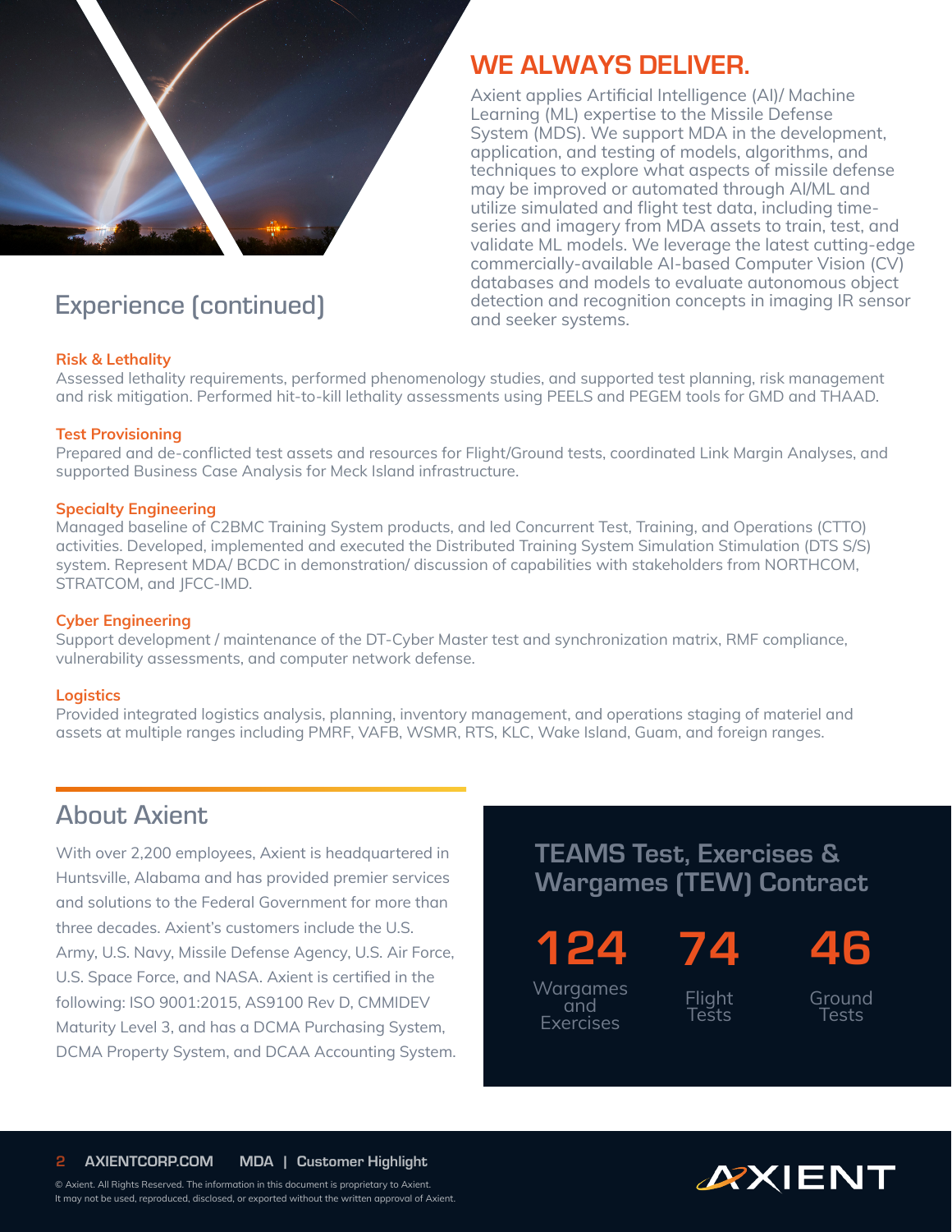## WE ALWAYS DELIVER.

Axient applies Artificial Intelligence (AI)/ Machine Learning (ML) expertise to the Missile Defense System (MDS). We support MDA in the development, application, and testing of models, algorithms, and techniques to explore what aspects of missile defense may be improved or automated through AI/ML and utilize simulated and flight test data, including time-series and imagery from MDA assets to train, test, and validate ML models. We leverage the latest cutting-edge commercially-available AI-based Computer Vision (CV) databases and models to evaluate autonomous object detection and recognition concepts in imaging IR sensor and seeker systems.

## Experience (continued)

### Risk & Lethality

Assessed lethality requirements, performed phenomenology studies, and supported test planning, risk management and risk mitigation. Performed hit-to-kill lethality assessments using PEELS and PEGEM tools for GMD and THAAD.

### Test Provisioning

Prepared and de-conflicted test assets and resources for Flight/Ground tests, coordinated Link Margin Analyses, and supported Business Case Analysis for Meck Island infrastructure.

### Specialty Engineering

Managed baseline of C2BMC Training System products, and led Concurrent Test, Training, and Operations (CTTO) activities. Developed, implemented and executed the Distributed Training System Simulation Stimulation (DTS S/S) system. Represent MDA/ BCDC in demonstration/ discussion of capabilities with stakeholders from NORTHCOM, STRATCOM, and JFCC-IMD.

### Cyber Engineering

Support development / maintenance of the DT-Cyber Master test and synchronization matrix, RMF compliance, vulnerability assessments, and computer network defense.

### Logistics

Provided integrated logistics analysis, planning, inventory management, and operations staging of materiel and assets at multiple ranges including PMRF, VAFB, WSMR, RTS, KLC, Wake Island, Guam, and foreign ranges.

## About Axient

With over 2,200 employees, Axient is headquartered in Huntsville, Alabama and has provided premier services and solutions to the Federal Government for more than three decades. Axient's customers include the U.S. Army, U.S. Navy, Missile Defense Agency, U.S. Air Force, U.S. Space Force, and NASA. Axient is certified in the following: ISO 9001:2015, AS9100 Rev D, CMMIDEV Maturity Level 3, and has a DCMA Purchasing System, DCMA Property System, and DCAA Accounting System.

## TEAMS Test, Exercises & Wargames (TEW) Contract

**124** Wargames and Exercises

**74** Flight Tests

**46** Ground Tests

AXIENTCORP.COM MDA | Customer Highlight

© Axient. All Rights Reserved. The information in this document is proprietary to Axient. It may not be used, reproduced, disclosed, or exported without the written approval of Axient.